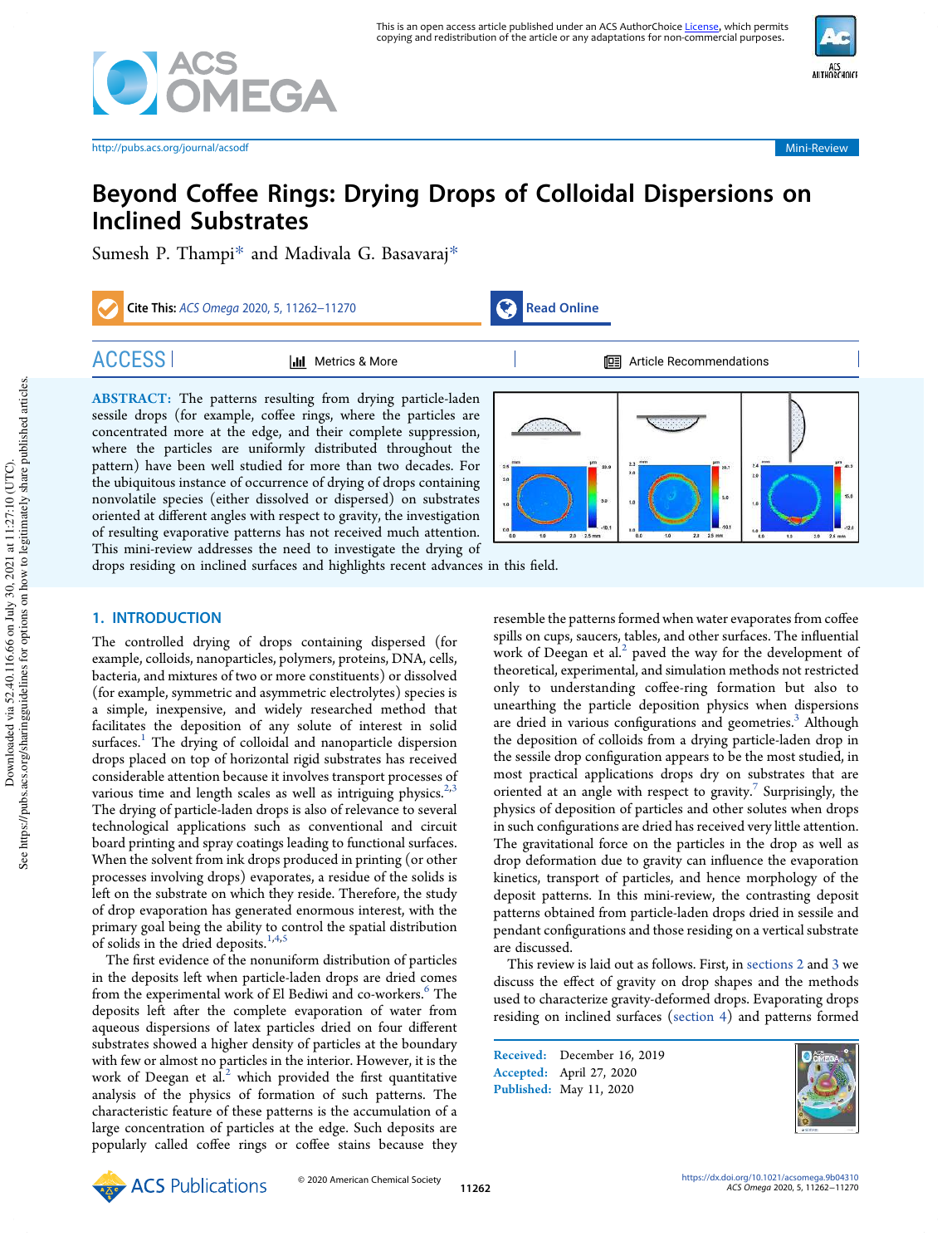# Beyond Coffee Rings: Drying Drops of Colloidal Dispersions on Inclined Substrates

Sumesh P. Thampi* and Madivala G. Basavaraj*

**ABSTRACT:** The patterns resulting from drying particle-laden sessile drops (for example, coffee rings, where the particles are concentrated more at the edge, and their complete suppression, where the particles are uniformly distributed throughout the pattern) have been well studied for more than two decades. For the ubiquitous instance of occurrence of drying of drops containing nonvolatile species (either dissolved or dispersed) on substrates oriented at different angles with respect to gravity, the investigation of resulting evaporative patterns has not received much attention. This mini-review addresses the need to investigate the drying of drops residing on inclined surfaces and highlights recent advances in this field.

## 1. INTRODUCTION

The controlled drying of drops containing dispersed (for example, colloids, nanoparticles, polymers, proteins, DNA, cells, bacteria, and mixtures of two or more constituents) or dissolved (for example, symmetric and asymmetric electrolytes) species is a simple, inexpensive, and widely researched method that facilitates the deposition of any solute of interest in solid surfaces.[1] The drying of colloidal and nanoparticle dispersion drops placed on top of horizontal rigid substrates has received considerable attention because it involves transport processes of various time and length scales as well as intriguing physics.[2,3] The drying of particle-laden drops is also of relevance to several technological applications such as conventional and circuit board printing and spray coatings leading to functional surfaces. When the solvent from ink drops produced in printing (or other processes involving drops) evaporates, a residue of the solids is left on the substrate on which they reside. Therefore, the study of drop evaporation has generated enormous interest, with the primary goal being the ability to control the spatial distribution of solids in the dried deposits.[1,4,5]

The first evidence of the nonuniform distribution of particles in the deposits left when particle-laden drops are dried comes from the experimental work of El Bediwi and co-workers.[6] The deposits left after the complete evaporation of water from aqueous dispersions of latex particles dried on four different substrates showed a higher density of particles at the boundary with few or almost no particles in the interior. However, it is the work of Deegan et al.[2] which provided the first quantitative analysis of the physics of formation of such patterns. The characteristic feature of these patterns is the accumulation of a large concentration of particles at the edge. Such deposits are popularly called coffee rings or coffee stains because they resemble the patterns formed when water evaporates from coffee spills on cups, saucers, tables, and other surfaces. The influential work of Deegan et al.[2] paved the way for the development of theoretical, experimental, and simulation methods not restricted only to understanding coffee-ring formation but also to unearthing the particle deposition physics when dispersions are dried in various configurations and geometries.[3] Although the deposition of colloids from a drying particle-laden drop in the sessile drop configuration appears to be the most studied, in most practical applications drops dry on substrates that are oriented at an angle with respect to gravity.[7] Surprisingly, the physics of deposition of particles and other solutes when drops in such configurations are dried has received very little attention. The gravitational force on the particles in the drop as well as drop deformation due to gravity can influence the evaporation kinetics, transport of particles, and hence morphology of the deposit patterns. In this mini-review, the contrasting deposit patterns obtained from particle-laden drops dried in sessile and pendant configurations and those residing on a vertical substrate are discussed.

This review is laid out as follows. First, in sections 2 and 3 we discuss the effect of gravity on drop shapes and the methods used to characterize gravity-deformed drops. Evaporating drops residing on inclined surfaces (section 4) and patterns formed

Received: December 16, 2019
Accepted: April 27, 2020
Published: May 11, 2020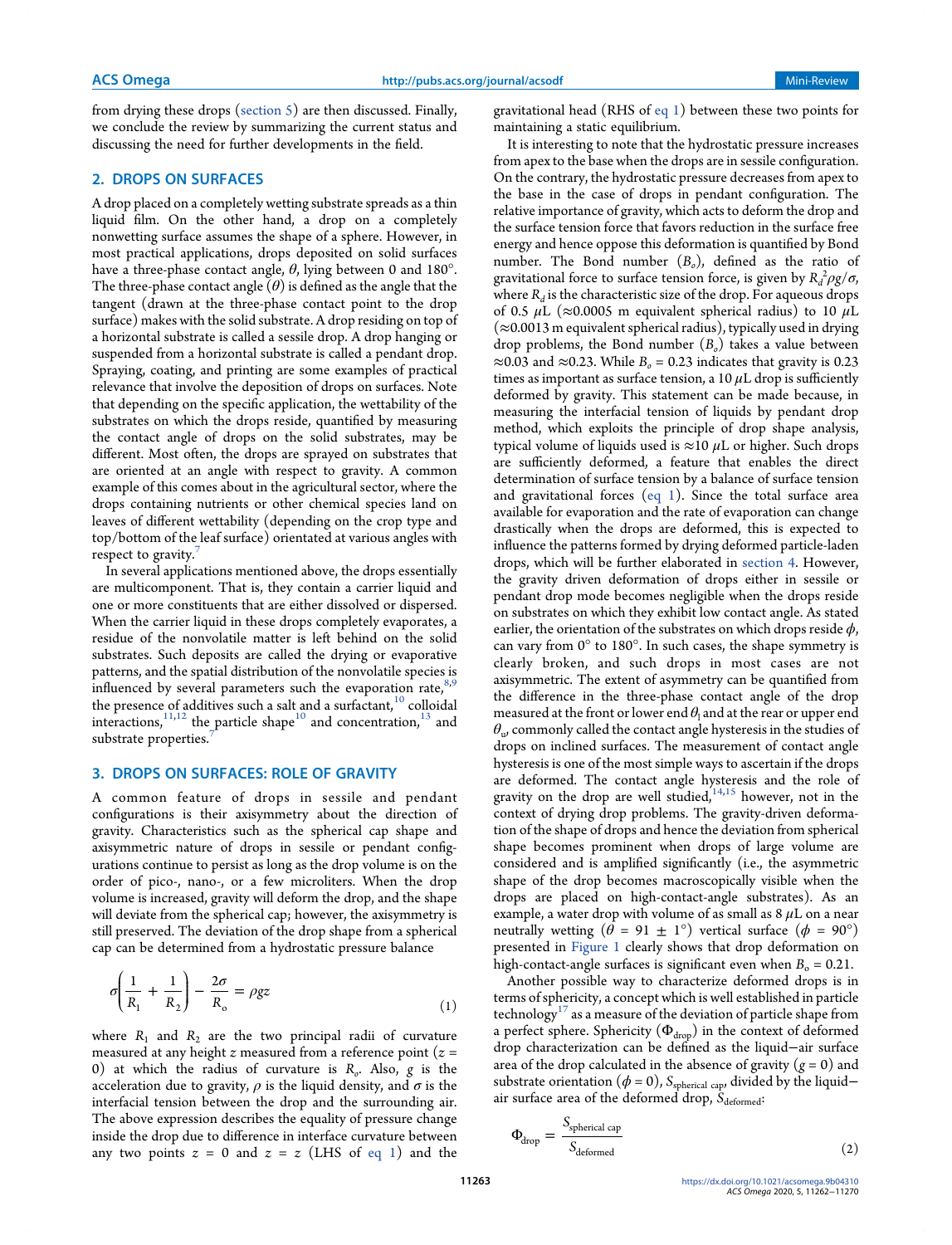from drying these drops (section 5) are then discussed. Finally, we conclude the review by summarizing the current status and discussing the need for further developments in the field.

## 2. DROPS ON SURFACES

A drop placed on a completely wetting substrate spreads as a thin liquid film. On the other hand, a drop on a completely nonwetting surface assumes the shape of a sphere. However, in most practical applications, drops deposited on solid surfaces have a three-phase contact angle, $\theta$, lying between 0 and 180°. The three-phase contact angle ($\theta$) is defined as the angle that the tangent (drawn at the three-phase contact point to the drop surface) makes with the solid substrate. A drop residing on top of a horizontal substrate is called a sessile drop. A drop hanging or suspended from a horizontal substrate is called a pendant drop. Spraying, coating, and printing are some examples of practical relevance that involve the deposition of drops on surfaces. Note that depending on the specific application, the wettability of the substrates on which the drops reside, quantified by measuring the contact angle of drops on the solid substrates, may be different. Most often, the drops are sprayed on substrates that are oriented at an angle with respect to gravity. A common example of this comes about in the agricultural sector, where the drops containing nutrients or other chemical species land on leaves of different wettability (depending on the crop type and top/bottom of the leaf surface) orientated at various angles with respect to gravity.[7]

In several applications mentioned above, the drops essentially are multicomponent. That is, they contain a carrier liquid and one or more constituents that are either dissolved or dispersed. When the carrier liquid in these drops completely evaporates, a residue of the nonvolatile matter is left behind on the solid substrates. Such deposits are called the drying or evaporative patterns, and the spatial distribution of the nonvolatile species is influenced by several parameters such the evaporation rate,[8,9] the presence of additives such a salt and a surfactant,[10] colloidal interactions,[11,12] the particle shape[10] and concentration,[13] and substrate properties.[7]

## 3. DROPS ON SURFACES: ROLE OF GRAVITY

A common feature of drops in sessile and pendant configurations is their axisymmetry about the direction of gravity. Characteristics such as the spherical cap shape and axisymmetric nature of drops in sessile or pendant configurations continue to persist as long as the drop volume is on the order of pico-, nano-, or a few microliters. When the drop volume is increased, gravity will deform the drop, and the shape will deviate from the spherical cap; however, the axisymmetry is still preserved. The deviation of the drop shape from a spherical cap can be determined from a hydrostatic pressure balance

$$\sigma\left(\frac{1}{R_1} + \frac{1}{R_2}\right) - \frac{2\sigma}{R_o} = \rho g z \tag{1}$$

where $R_1$ and $R_2$ are the two principal radii of curvature measured at any height $z$ measured from a reference point ($z = 0$) at which the radius of curvature is $R_o$. Also, $g$ is the acceleration due to gravity, $\rho$ is the liquid density, and $\sigma$ is the interfacial tension between the drop and the surrounding air. The above expression describes the equality of pressure change inside the drop due to difference in interface curvature between any two points $z = 0$ and $z = z$ (LHS of eq 1) and the gravitational head (RHS of eq 1) between these two points for maintaining a static equilibrium.

It is interesting to note that the hydrostatic pressure increases from apex to the base when the drops are in sessile configuration. On the contrary, the hydrostatic pressure decreases from apex to the base in the case of drops in pendant configuration. The relative importance of gravity, which acts to deform the drop and the surface tension force that favors reduction in the surface free energy and hence oppose this deformation is quantified by Bond number. The Bond number ($B_o$), defined as the ratio of gravitational force to surface tension force, is given by $R_d^2\rho g/\sigma$, where $R_d$ is the characteristic size of the drop. For aqueous drops of 0.5 $\mu$L (≈0.0005 m equivalent spherical radius) to 10 $\mu$L (≈0.0013 m equivalent spherical radius), typically used in drying drop problems, the Bond number ($B_o$) takes a value between ≈0.03 and ≈0.23. While $B_o = 0.23$ indicates that gravity is 0.23 times as important as surface tension, a 10 $\mu$L drop is sufficiently deformed by gravity. This statement can be made because, in measuring the interfacial tension of liquids by pendant drop method, which exploits the principle of drop shape analysis, typical volume of liquids used is ≈10 $\mu$L or higher. Such drops are sufficiently deformed, a feature that enables the direct determination of surface tension by a balance of surface tension and gravitational forces (eq 1). Since the total surface area available for evaporation and the rate of evaporation can change drastically when the drops are deformed, this is expected to influence the patterns formed by drying deformed particle-laden drops, which will be further elaborated in section 4. However, the gravity driven deformation of drops either in sessile or pendant drop mode becomes negligible when the drops reside on substrates on which they exhibit low contact angle. As stated earlier, the orientation of the substrates on which drops reside $\phi$, can vary from 0° to 180°. In such cases, the shape symmetry is clearly broken, and such drops in most cases are not axisymmetric. The extent of asymmetry can be quantified from the difference in the three-phase contact angle of the drop measured at the front or lower end $\theta_l$ and at the rear or upper end $\theta_u$, commonly called the contact angle hysteresis in the studies of drops on inclined surfaces. The measurement of contact angle hysteresis is one of the most simple ways to ascertain if the drops are deformed. The contact angle hysteresis and the role of gravity on the drop are well studied,[14,15] however, not in the context of drying drop problems. The gravity-driven deformation of the shape of drops and hence the deviation from spherical shape becomes prominent when drops of large volume are considered and is amplified significantly (i.e., the asymmetric shape of the drop becomes macroscopically visible when the drops are placed on high-contact-angle substrates). As an example, a water drop with volume of as small as 8 $\mu$L on a near neutrally wetting ($\theta = 91 \pm 1°$) vertical surface ($\phi = 90°$) presented in Figure 1 clearly shows that drop deformation on high-contact-angle surfaces is significant even when $B_o = 0.21$.

Another possible way to characterize deformed drops is in terms of sphericity, a concept which is well established in particle technology[17] as a measure of the deviation of particle shape from a perfect sphere. Sphericity ($\Phi_{drop}$) in the context of deformed drop characterization can be defined as the liquid–air surface area of the drop calculated in the absence of gravity ($g = 0$) and substrate orientation ($\phi = 0$), $S_{\text{spherical cap}}$, divided by the liquid–air surface area of the deformed drop, $S_{\text{deformed}}$:

$$\Phi_{drop} = \frac{S_{\text{spherical cap}}}{S_{\text{deformed}}} \tag{2}$$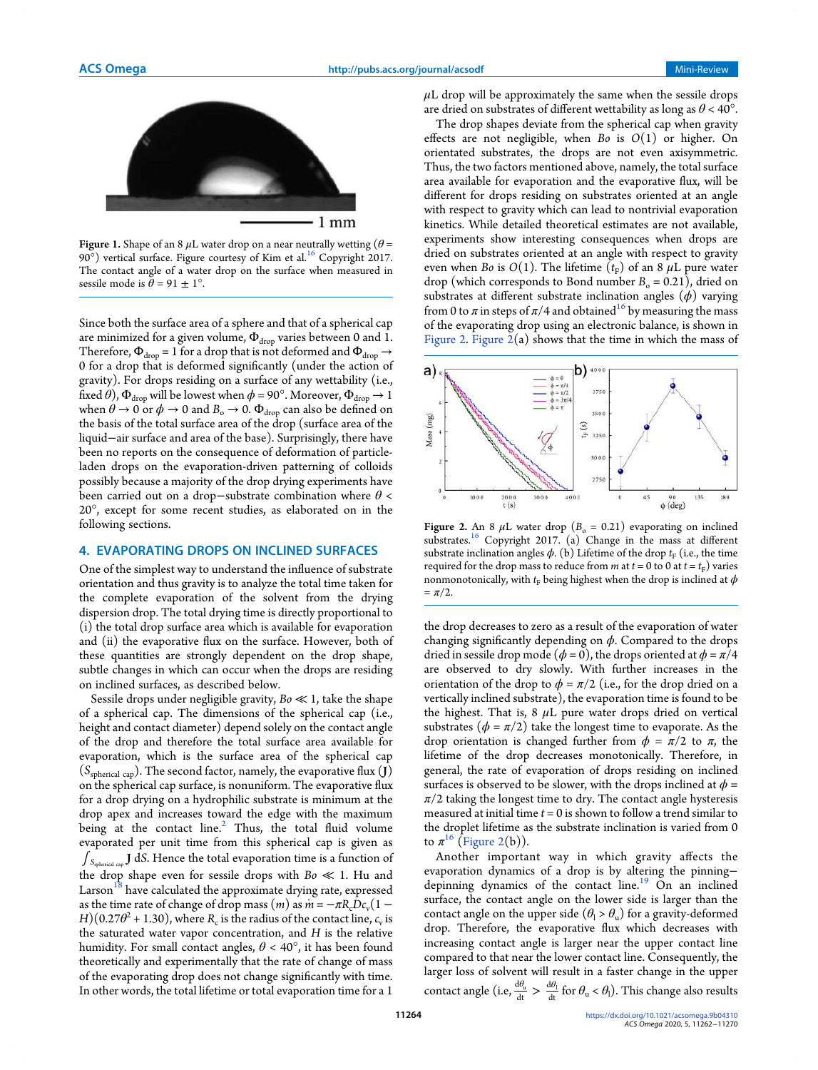1 mm

Figure 1. Shape of an 8 $\mu$L water drop on a near neutrally wetting ($\theta = 90°$) vertical surface. Figure courtesy of Kim et al.[16] Copyright 2017. The contact angle of a water drop on the surface when measured in sessile mode is $\theta = 91 \pm 1°$.

Since both the surface area of a sphere and that of a spherical cap are minimized for a given volume, $\Phi_{drop}$ varies between 0 and 1. Therefore, $\Phi_{drop} = 1$ for a drop that is not deformed and $\Phi_{drop} \rightarrow 0$ for a drop that is deformed significantly (under the action of gravity). For drops residing on a surface of any wettability (i.e., fixed $\theta$), $\Phi_{drop}$ will be lowest when $\phi = 90°$. Moreover, $\Phi_{drop} \rightarrow 1$ when $\theta \rightarrow 0$ or $\phi \rightarrow 0$ and $B_o \rightarrow 0$. $\Phi_{drop}$ can also be defined on the basis of the total surface area of the drop (surface area of the liquid−air surface and area of the base). Surprisingly, there have been no reports on the consequence of deformation of particle-laden drops on the evaporation-driven patterning of colloids possibly because a majority of the drop drying experiments have been carried out on a drop−substrate combination where $\theta < 20°$, except for some recent studies, as elaborated on in the following sections.

## 4. EVAPORATING DROPS ON INCLINED SURFACES

One of the simplest way to understand the influence of substrate orientation and thus gravity is to analyze the total time taken for the complete evaporation of the solvent from the drying dispersion drop. The total drying time is directly proportional to (i) the total drop surface area which is available for evaporation and (ii) the evaporative flux on the surface. However, both of these quantities are strongly dependent on the drop shape, subtle changes in which can occur when the drops are residing on inclined surfaces, as described below.

Sessile drops under negligible gravity, $Bo \ll 1$, take the shape of a spherical cap. The dimensions of the spherical cap (i.e., height and contact diameter) depend solely on the contact angle of the drop and therefore the total surface area available for evaporation, which is the surface area of the spherical cap ($S_{spherical\ cap}$). The second factor, namely, the evaporative flux (**J**) on the spherical cap surface, is nonuniform. The evaporative flux for a drop drying on a hydrophilic substrate is minimum at the drop apex and increases toward the edge with the maximum being at the contact line.[2] Thus, the total fluid volume evaporated per unit time from this spherical cap is given as $\int_{S_{spherical\ cap}} \mathbf{J}\ dS$. Hence the total evaporation time is a function of the drop shape even for sessile drops with $Bo \ll 1$. Hu and Larson[18] have calculated the approximate drying rate, expressed as the time rate of change of drop mass ($m$) as $\dot{m} = -\pi R_c D c_v (1 - H)(0.27\theta^2 + 1.30)$, where $R_c$ is the radius of the contact line, $c_v$ is the saturated water vapor concentration, and $H$ is the relative humidity. For small contact angles, $\theta < 40°$, it has been found theoretically and experimentally that the rate of change of mass of the evaporating drop does not change significantly with time. In other words, the total lifetime or total evaporation time for a 1 $\mu$L drop will be approximately the same when the sessile drops are dried on substrates of different wettability as long as $\theta < 40°$.

The drop shapes deviate from the spherical cap when gravity effects are not negligible, when $Bo$ is $O(1)$ or higher. On orientated substrates, the drops are not even axisymmetric. Thus, the two factors mentioned above, namely, the total surface area available for evaporation and the evaporative flux, will be different for drops residing on substrates oriented at an angle with respect to gravity which can lead to nontrivial evaporation kinetics. While detailed theoretical estimates are not available, experiments show interesting consequences when drops are dried on substrates oriented at an angle with respect to gravity even when $Bo$ is $O(1)$. The lifetime ($t_F$) of an 8 $\mu$L pure water drop (which corresponds to Bond number $B_o = 0.21$), dried on substrates at different substrate inclination angles ($\phi$) varying from 0 to $\pi$ in steps of $\pi/4$ and obtained[16] by measuring the mass of the evaporating drop using an electronic balance, is shown in Figure 2. Figure 2(a) shows that the time in which the mass of

a)
Mass (mg)
t (s)
$\phi = 0$
$\phi = \pi/4$
$\phi = \pi/2$
$\phi = 3\pi/4$
$\phi = \pi$
$\phi$

b)
$t_F$ (s)
$\phi$ (deg)

Figure 2. An 8 $\mu$L water drop ($B_o = 0.21$) evaporating on inclined substrates.[16] Copyright 2017. (a) Change in the mass at different substrate inclination angles $\phi$. (b) Lifetime of the drop $t_F$ (i.e., the time required for the drop mass to reduce from $m$ at $t = 0$ to 0 at $t = t_F$) varies nonmonotonically, with $t_F$ being highest when the drop is inclined at $\phi = \pi/2$.

the drop decreases to zero as a result of the evaporation of water changing significantly depending on $\phi$. Compared to the drops dried in sessile drop mode ($\phi = 0$), the drops oriented at $\phi = \pi/4$ are observed to dry slowly. With further increases in the orientation of the drop to $\phi = \pi/2$ (i.e., for the drop dried on a vertically inclined substrate), the evaporation time is found to be the highest. That is, 8 $\mu$L pure water drops dried on vertical substrates ($\phi = \pi/2$) take the longest time to evaporate. As the drop orientation is changed further from $\phi = \pi/2$ to $\pi$, the lifetime of the drop decreases monotonically. Therefore, in general, the rate of evaporation of drops residing on inclined surfaces is observed to be slower, with the drops inclined at $\phi = \pi/2$ taking the longest time to dry. The contact angle hysteresis measured at initial time $t = 0$ is shown to follow a trend similar to the droplet lifetime as the substrate inclination is varied from 0 to $\pi$[16] (Figure 2(b)).

Another important way in which gravity affects the evaporation dynamics of a drop is by altering the pinning−depinning dynamics of the contact line.[19] On an inclined surface, the contact angle on the lower side is larger than the contact angle on the upper side ($\theta_l > \theta_u$) for a gravity-deformed drop. Therefore, the evaporative flux which decreases with increasing contact angle is larger near the upper contact line compared to that near the lower contact line. Consequently, the larger loss of solvent will result in a faster change in the upper contact angle (i.e, $\frac{d\theta_u}{dt} > \frac{d\theta_l}{dt}$ for $\theta_u < \theta_l$). This change also results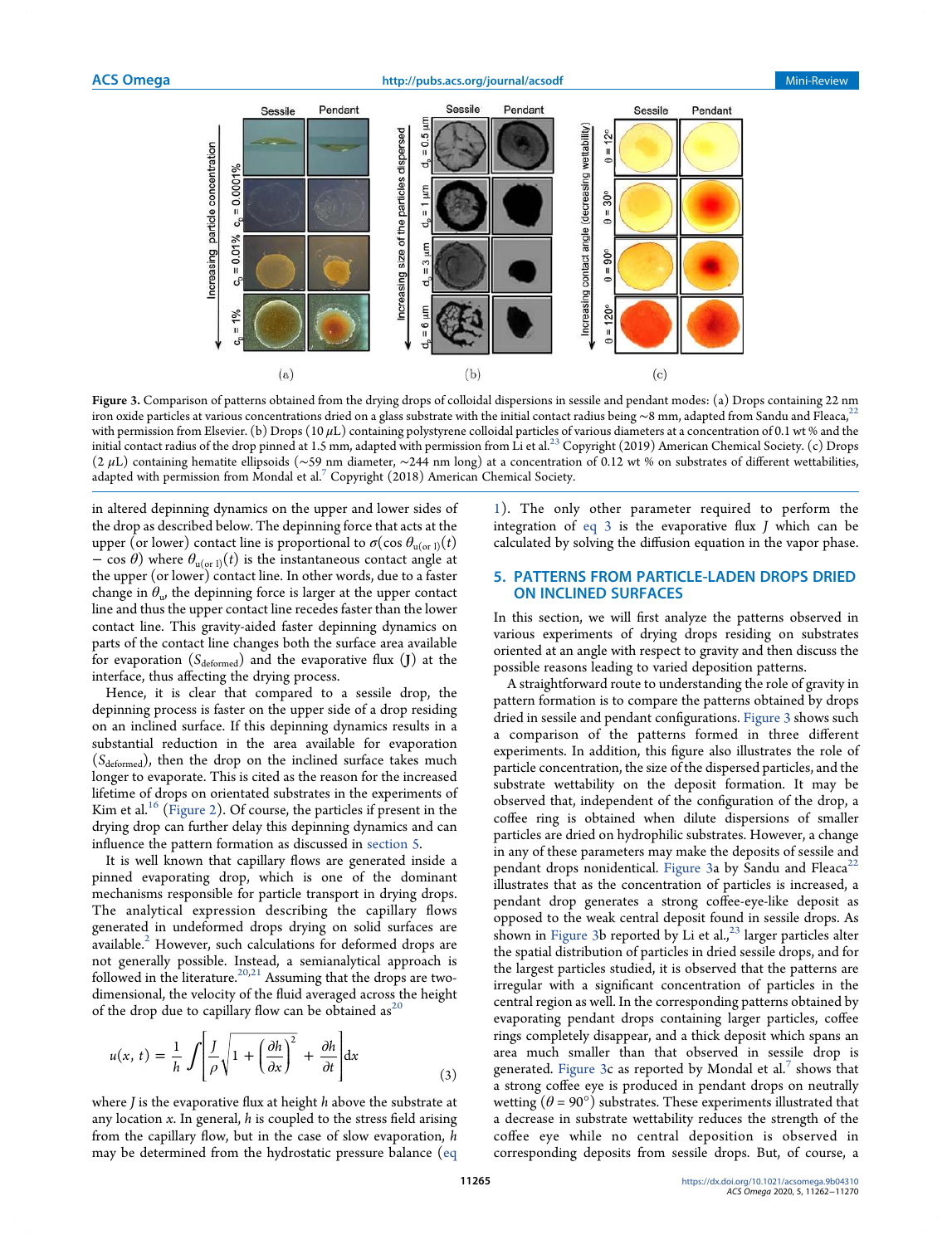Figure 3. Comparison of patterns obtained from the drying drops of colloidal dispersions in sessile and pendant modes: (a) Drops containing 22 nm iron oxide particles at various concentrations dried on a glass substrate with the initial contact radius being ~8 mm, adapted from Sandu and Fleaca,[22] with permission from Elsevier. (b) Drops (10 $\mu$L) containing polystyrene colloidal particles of various diameters at a concentration of 0.1 wt % and the initial contact radius of the drop pinned at 1.5 mm, adapted with permission from Li et al.[23] Copyright (2019) American Chemical Society. (c) Drops (2 $\mu$L) containing hematite ellipsoids (~59 nm diameter, ~244 nm long) at a concentration of 0.12 wt % on substrates of different wettabilities, adapted with permission from Mondal et al.[7] Copyright (2018) American Chemical Society.

in altered depinning dynamics on the upper and lower sides of the drop as described below. The depinning force that acts at the upper (or lower) contact line is proportional to $\sigma(\cos\theta_{u(\text{or } l)}(t) - \cos\theta)$ where $\theta_{u(\text{or } l)}(t)$ is the instantaneous contact angle at the upper (or lower) contact line. In other words, due to a faster change in $\theta_u$, the depinning force is larger at the upper contact line and thus the upper contact line recedes faster than the lower contact line. This gravity-aided faster depinning dynamics on parts of the contact line changes both the surface area available for evaporation ($S_{\text{deformed}}$) and the evaporative flux ($\mathbf{J}$) at the interface, thus affecting the drying process.

Hence, it is clear that compared to a sessile drop, the depinning process is faster on the upper side of a drop residing on an inclined surface. If this depinning dynamics results in a substantial reduction in the area available for evaporation ($S_{\text{deformed}}$), then the drop on the inclined surface takes much longer to evaporate. This is cited as the reason for the increased lifetime of drops on orientated substrates in the experiments of Kim et al.[16] (Figure 2). Of course, the particles if present in the drying drop can further delay this depinning dynamics and can influence the pattern formation as discussed in section 5.

It is well known that capillary flows are generated inside a pinned evaporating drop, which is one of the dominant mechanisms responsible for particle transport in drying drops. The analytical expression describing the capillary flows generated in undeformed drops drying on solid surfaces are available.[2] However, such calculations for deformed drops are not generally possible. Instead, a semianalytical approach is followed in the literature.[20,21] Assuming that the drops are two-dimensional, the velocity of the fluid averaged across the height of the drop due to capillary flow can be obtained as[20]

$$u(x, t) = \frac{1}{h}\int\left[\frac{J}{\rho}\sqrt{1 + \left(\frac{\partial h}{\partial x}\right)^2} + \frac{\partial h}{\partial t}\right]\mathrm{d}x \tag{3}$$

where $J$ is the evaporative flux at height $h$ above the substrate at any location $x$. In general, $h$ is coupled to the stress field arising from the capillary flow, but in the case of slow evaporation, $h$ may be determined from the hydrostatic pressure balance (eq 1). The only other parameter required to perform the integration of eq 3 is the evaporative flux $J$ which can be calculated by solving the diffusion equation in the vapor phase.

## 5. PATTERNS FROM PARTICLE-LADEN DROPS DRIED ON INCLINED SURFACES

In this section, we will first analyze the patterns observed in various experiments of drying drops residing on substrates oriented at an angle with respect to gravity and then discuss the possible reasons leading to varied deposition patterns.

A straightforward route to understanding the role of gravity in pattern formation is to compare the patterns obtained by drops dried in sessile and pendant configurations. Figure 3 shows such a comparison of the patterns formed in three different experiments. In addition, this figure also illustrates the role of particle concentration, the size of the dispersed particles, and the substrate wettability on the deposit formation. It may be observed that, independent of the configuration of the drop, a coffee ring is obtained when dilute dispersions of smaller particles are dried on hydrophilic substrates. However, a change in any of these parameters may make the deposits of sessile and pendant drops nonidentical. Figure 3a by Sandu and Fleaca[22] illustrates that as the concentration of particles is increased, a pendant drop generates a strong coffee-eye-like deposit as opposed to the weak central deposit found in sessile drops. As shown in Figure 3b reported by Li et al.,[23] larger particles alter the spatial distribution of particles in dried sessile drops, and for the largest particles studied, it is observed that the patterns are irregular with a significant concentration of particles in the central region as well. In the corresponding patterns obtained by evaporating pendant drops containing larger particles, coffee rings completely disappear, and a thick deposit which spans an area much smaller than that observed in sessile drop is generated. Figure 3c as reported by Mondal et al.[7] shows that a strong coffee eye is produced in pendant drops on neutrally wetting ($\theta = 90°$) substrates. These experiments illustrated that a decrease in substrate wettability reduces the strength of the coffee eye while no central deposition is observed in corresponding deposits from sessile drops. But, of course, a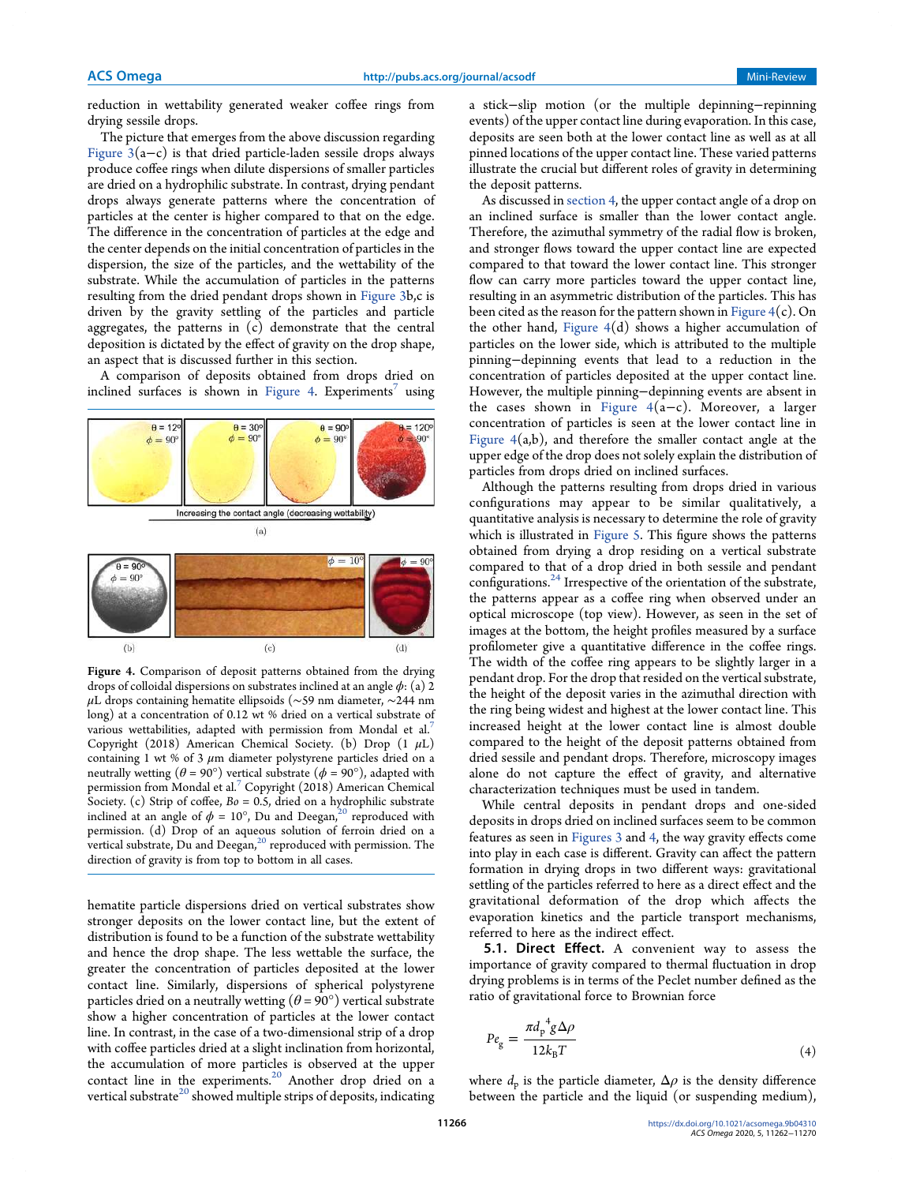reduction in wettability generated weaker coffee rings from drying sessile drops.

The picture that emerges from the above discussion regarding Figure 3(a−c) is that dried particle-laden sessile drops always produce coffee rings when dilute dispersions of smaller particles are dried on a hydrophilic substrate. In contrast, drying pendant drops always generate patterns where the concentration of particles at the center is higher compared to that on the edge. The difference in the concentration of particles at the edge and the center depends on the initial concentration of particles in the dispersion, the size of the particles, and the wettability of the substrate. While the accumulation of particles in the patterns resulting from the dried pendant drops shown in Figure 3b,c is driven by the gravity settling of the particles and particle aggregates, the patterns in (c) demonstrate that the central deposition is dictated by the effect of gravity on the drop shape, an aspect that is discussed further in this section.

A comparison of deposits obtained from drops dried on inclined surfaces is shown in Figure 4. Experiments[7] using hematite particle dispersions dried on vertical substrates show stronger deposits on the lower contact line, but the extent of distribution is found to be a function of the substrate wettability and hence the drop shape. The less wettable the surface, the greater the concentration of particles deposited at the lower contact line. Similarly, dispersions of spherical polystyrene particles dried on a neutrally wetting ($\theta = 90°$) vertical substrate show a higher concentration of particles at the lower contact line. In contrast, in the case of a two-dimensional strip of a drop with coffee particles dried at a slight inclination from horizontal, the accumulation of more particles is observed at the upper contact line in the experiments.[20] Another drop dried on a vertical substrate[20] showed multiple strips of deposits, indicating a stick−slip motion (or the multiple depinning−repinning events) of the upper contact line during evaporation. In this case, deposits are seen both at the lower contact line as well as at all pinned locations of the upper contact line. These varied patterns illustrate the crucial but different roles of gravity in determining the deposit patterns.

θ = 12°
ϕ = 90°
θ = 30°
ϕ = 90°
θ = 90°
ϕ = 90°
θ = 120°
ϕ = 90°
Increasing the contact angle (decreasing wettability)
(a)
θ = 90°
ϕ = 90°
ϕ = 10°
ϕ = 90°
(b)
(c)
(d)

**Figure 4.** Comparison of deposit patterns obtained from the drying drops of colloidal dispersions on substrates inclined at an angle $\phi$: (a) 2 $\mu$L drops containing hematite ellipsoids (~59 nm diameter, ~244 nm long) at a concentration of 0.12 wt % dried on a vertical substrate of various wettabilities, adapted with permission from Mondal et al.[7] Copyright (2018) American Chemical Society. (b) Drop (1 $\mu$L) containing 1 wt % of 3 $\mu$m diameter polystyrene particles dried on a neutrally wetting ($\theta = 90°$) vertical substrate ($\phi = 90°$), adapted with permission from Mondal et al.[7] Copyright (2018) American Chemical Society. (c) Strip of coffee, $Bo = 0.5$, dried on a hydrophilic substrate inclined at an angle of $\phi = 10°$, Du and Deegan,[20] reproduced with permission. (d) Drop of an aqueous solution of ferroin dried on a vertical substrate, Du and Deegan,[20] reproduced with permission. The direction of gravity is from top to bottom in all cases.

As discussed in section 4, the upper contact angle of a drop on an inclined surface is smaller than the lower contact angle. Therefore, the azimuthal symmetry of the radial flow is broken, and stronger flows toward the upper contact line are expected compared to that toward the lower contact line. This stronger flow can carry more particles toward the upper contact line, resulting in an asymmetric distribution of the particles. This has been cited as the reason for the pattern shown in Figure 4(c). On the other hand, Figure 4(d) shows a higher accumulation of particles on the lower side, which is attributed to the multiple pinning−depinning events that lead to a reduction in the concentration of particles deposited at the upper contact line. However, the multiple pinning−depinning events are absent in the cases shown in Figure 4(a−c). Moreover, a larger concentration of particles is seen at the lower contact line in Figure 4(a,b), and therefore the smaller contact angle at the upper edge of the drop does not solely explain the distribution of particles from drops dried on inclined surfaces.

Although the patterns resulting from drops dried in various configurations may appear to be similar qualitatively, a quantitative analysis is necessary to determine the role of gravity which is illustrated in Figure 5. This figure shows the patterns obtained from drying a drop residing on a vertical substrate compared to that of a drop dried in both sessile and pendant configurations.[24] Irrespective of the orientation of the substrate, the patterns appear as a coffee ring when observed under an optical microscope (top view). However, as seen in the set of images at the bottom, the height profiles measured by a surface profilometer give a quantitative difference in the coffee rings. The width of the coffee ring appears to be slightly larger in a pendant drop. For the drop that resided on the vertical substrate, the height of the deposit varies in the azimuthal direction with the ring being widest and highest at the lower contact line. This increased height at the lower contact line is almost double compared to the height of the deposit patterns obtained from dried sessile and pendant drops. Therefore, microscopy images alone do not capture the effect of gravity, and alternative characterization techniques must be used in tandem.

While central deposits in pendant drops and one-sided deposits in drops dried on inclined surfaces seem to be common features as seen in Figures 3 and 4, the way gravity effects come into play in each case is different. Gravity can affect the pattern formation in drying drops in two different ways: gravitational settling of the particles referred to here as a direct effect and the gravitational deformation of the drop which affects the evaporation kinetics and the particle transport mechanisms, referred to here as the indirect effect.

### 5.1. Direct Effect.

A convenient way to assess the importance of gravity compared to thermal fluctuation in drop drying problems is in terms of the Peclet number defined as the ratio of gravitational force to Brownian force

$$Pe_g = \frac{\pi d_p^4 g \Delta\rho}{12 k_B T} \tag{4}$$

where $d_p$ is the particle diameter, $\Delta\rho$ is the density difference between the particle and the liquid (or suspending medium),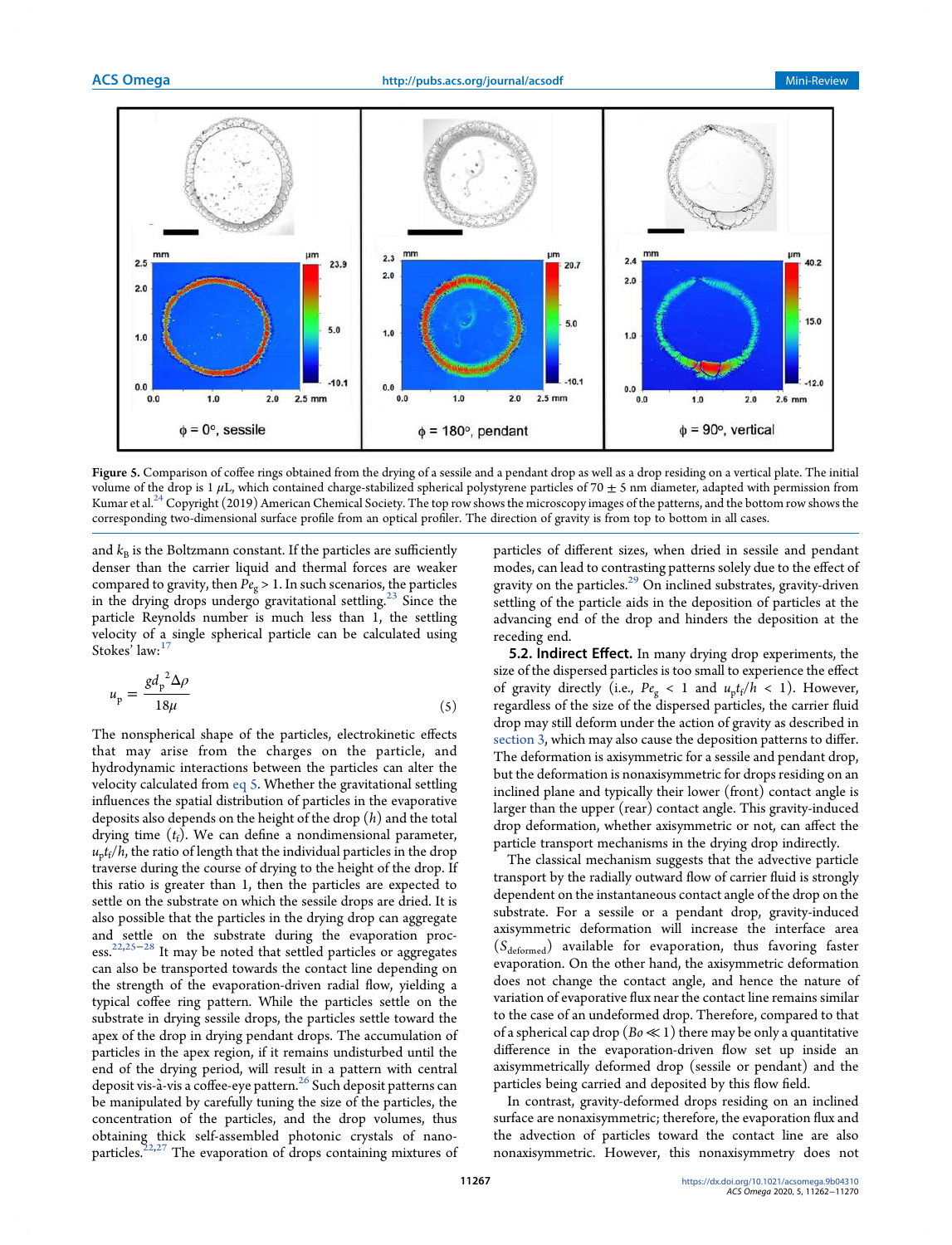mm
2.5
2.0
1.0
0.0
0.0 1.0 2.0 2.5 mm
µm
23.9
5.0
-10.1
ϕ = 0°, sessile

mm
2.3
2.0
1.0
0.0
0.0 1.0 2.0 2.5 mm
µm
20.7
5.0
-10.1
ϕ = 180°, pendant

mm
2.4
2.0
1.0
0.0
0.0 1.0 2.0 2.6 mm
µm
40.2
15.0
-12.0
ϕ = 90°, vertical

Figure 5. Comparison of coffee rings obtained from the drying of a sessile and a pendant drop as well as a drop residing on a vertical plate. The initial volume of the drop is 1 $\mu$L, which contained charge-stabilized spherical polystyrene particles of 70 ± 5 nm diameter, adapted with permission from Kumar et al.[24] Copyright (2019) American Chemical Society. The top row shows the microscopy images of the patterns, and the bottom row shows the corresponding two-dimensional surface profile from an optical profiler. The direction of gravity is from top to bottom in all cases.

and $k_B$ is the Boltzmann constant. If the particles are sufficiently denser than the carrier liquid and thermal forces are weaker compared to gravity, then $Pe_g > 1$. In such scenarios, the particles in the drying drops undergo gravitational settling.[23] Since the particle Reynolds number is much less than 1, the settling velocity of a single spherical particle can be calculated using Stokes' law:[17]

$$u_p = \frac{g d_p^{\,2} \Delta\rho}{18\mu} \tag{5}$$

The nonspherical shape of the particles, electrokinetic effects that may arise from the charges on the particle, and hydrodynamic interactions between the particles can alter the velocity calculated from eq 5. Whether the gravitational settling influences the spatial distribution of particles in the evaporative deposits also depends on the height of the drop ($h$) and the total drying time ($t_f$). We can define a nondimensional parameter, $u_p t_f/h$, the ratio of length that the individual particles in the drop traverse during the course of drying to the height of the drop. If this ratio is greater than 1, then the particles are expected to settle on the substrate on which the sessile drops are dried. It is also possible that the particles in the drying drop can aggregate and settle on the substrate during the evaporation process.[22,25−28] It may be noted that settled particles or aggregates can also be transported towards the contact line depending on the strength of the evaporation-driven radial flow, yielding a typical coffee ring pattern. While the particles settle on the substrate in drying sessile drops, the particles settle toward the apex of the drop in drying pendant drops. The accumulation of particles in the apex region, if it remains undisturbed until the end of the drying period, will result in a pattern with central deposit vis-à-vis a coffee-eye pattern.[26] Such deposit patterns can be manipulated by carefully tuning the size of the particles, the concentration of the particles, and the drop volumes, thus obtaining thick self-assembled photonic crystals of nanoparticles.[22,27] The evaporation of drops containing mixtures of particles of different sizes, when dried in sessile and pendant modes, can lead to contrasting patterns solely due to the effect of gravity on the particles.[29] On inclined substrates, gravity-driven settling of the particle aids in the deposition of particles at the advancing end of the drop and hinders the deposition at the receding end.

**5.2. Indirect Effect.** In many drying drop experiments, the size of the dispersed particles is too small to experience the effect of gravity directly (i.e., $Pe_g < 1$ and $u_p t_f/h < 1$). However, regardless of the size of the dispersed particles, the carrier fluid drop may still deform under the action of gravity as described in section 3, which may also cause the deposition patterns to differ. The deformation is axisymmetric for a sessile and pendant drop, but the deformation is nonaxisymmetric for drops residing on an inclined plane and typically their lower (front) contact angle is larger than the upper (rear) contact angle. This gravity-induced drop deformation, whether axisymmetric or not, can affect the particle transport mechanisms in the drying drop indirectly.

The classical mechanism suggests that the advective particle transport by the radially outward flow of carrier fluid is strongly dependent on the instantaneous contact angle of the drop on the substrate. For a sessile or a pendant drop, gravity-induced axisymmetric deformation will increase the interface area ($S_{\text{deformed}}$) available for evaporation, thus favoring faster evaporation. On the other hand, the axisymmetric deformation does not change the contact angle, and hence the nature of variation of evaporative flux near the contact line remains similar to the case of an undeformed drop. Therefore, compared to that of a spherical cap drop ($Bo \ll 1$) there may be only a quantitative difference in the evaporation-driven flow set up inside an axisymmetrically deformed drop (sessile or pendant) and the particles being carried and deposited by this flow field.

In contrast, gravity-deformed drops residing on an inclined surface are nonaxisymmetric; therefore, the evaporation flux and the advection of particles toward the contact line are also nonaxisymmetric. However, this nonaxisymmetry does not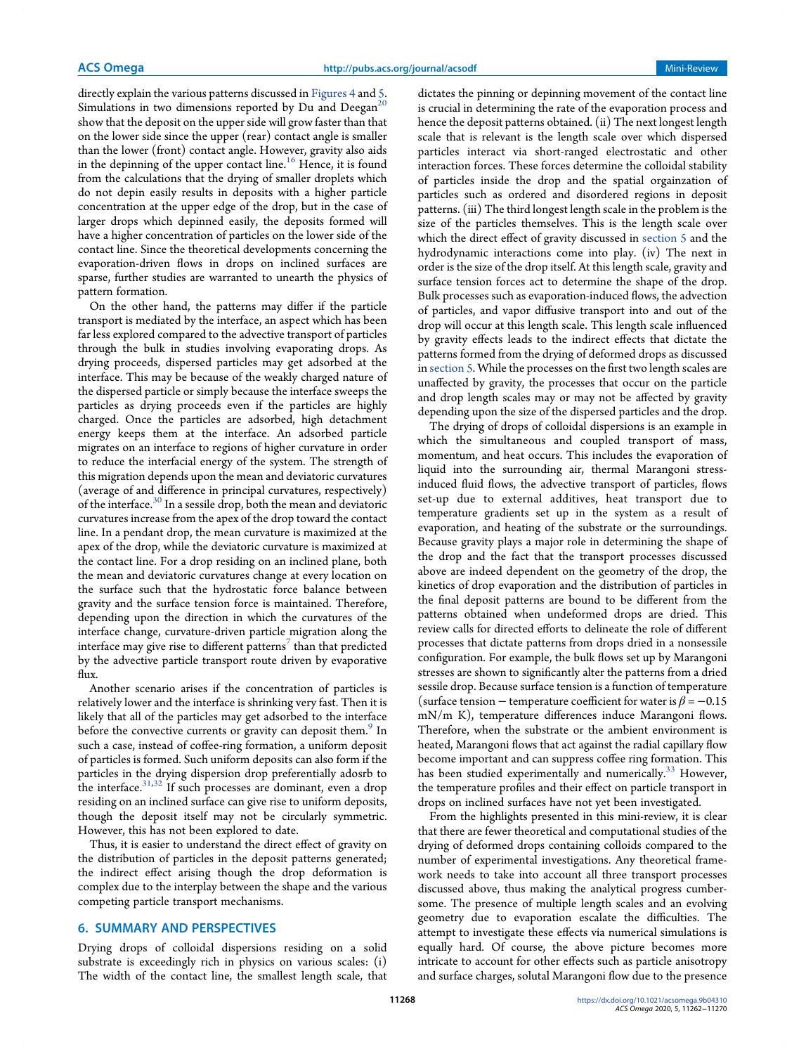directly explain the various patterns discussed in Figures 4 and 5. Simulations in two dimensions reported by Du and Deegan[20] show that the deposit on the upper side will grow faster than that on the lower side since the upper (rear) contact angle is smaller than the lower (front) contact angle. However, gravity also aids in the depinning of the upper contact line.[16] Hence, it is found from the calculations that the drying of smaller droplets which do not depin easily results in deposits with a higher particle concentration at the upper edge of the drop, but in the case of larger drops which depinned easily, the deposits formed will have a higher concentration of particles on the lower side of the contact line. Since the theoretical developments concerning the evaporation-driven flows in drops on inclined surfaces are sparse, further studies are warranted to unearth the physics of pattern formation.

On the other hand, the patterns may differ if the particle transport is mediated by the interface, an aspect which has been far less explored compared to the advective transport of particles through the bulk in studies involving evaporating drops. As drying proceeds, dispersed particles may get adsorbed at the interface. This may be because of the weakly charged nature of the dispersed particle or simply because the interface sweeps the particles as drying proceeds even if the particles are highly charged. Once the particles are adsorbed, high detachment energy keeps them at the interface. An adsorbed particle migrates on an interface to regions of higher curvature in order to reduce the interfacial energy of the system. The strength of this migration depends upon the mean and deviatoric curvatures (average of and difference in principal curvatures, respectively) of the interface.[30] In a sessile drop, both the mean and deviatoric curvatures increase from the apex of the drop toward the contact line. In a pendant drop, the mean curvature is maximized at the apex of the drop, while the deviatoric curvature is maximized at the contact line. For a drop residing on an inclined plane, both the mean and deviatoric curvatures change at every location on the surface such that the hydrostatic force balance between gravity and the surface tension force is maintained. Therefore, depending upon the direction in which the curvatures of the interface change, curvature-driven particle migration along the interface may give rise to different patterns[7] than that predicted by the advective particle transport route driven by evaporative flux.

Another scenario arises if the concentration of particles is relatively lower and the interface is shrinking very fast. Then it is likely that all of the particles may get adsorbed to the interface before the convective currents or gravity can deposit them.[9] In such a case, instead of coffee-ring formation, a uniform deposit of particles is formed. Such uniform deposits can also form if the particles in the drying dispersion drop preferentially adosrb to the interface.[31,32] If such processes are dominant, even a drop residing on an inclined surface can give rise to uniform deposits, though the deposit itself may not be circularly symmetric. However, this has not been explored to date.

Thus, it is easier to understand the direct effect of gravity on the distribution of particles in the deposit patterns generated; the indirect effect arising though the drop deformation is complex due to the interplay between the shape and the various competing particle transport mechanisms.

## 6. SUMMARY AND PERSPECTIVES

Drying drops of colloidal dispersions residing on a solid substrate is exceedingly rich in physics on various scales: (i) The width of the contact line, the smallest length scale, that dictates the pinning or depinning movement of the contact line is crucial in determining the rate of the evaporation process and hence the deposit patterns obtained. (ii) The next longest length scale that is relevant is the length scale over which dispersed particles interact via short-ranged electrostatic and other interaction forces. These forces determine the colloidal stability of particles inside the drop and the spatial orgainzation of particles such as ordered and disordered regions in deposit patterns. (iii) The third longest length scale in the problem is the size of the particles themselves. This is the length scale over which the direct effect of gravity discussed in section 5 and the hydrodynamic interactions come into play. (iv) The next in order is the size of the drop itself. At this length scale, gravity and surface tension forces act to determine the shape of the drop. Bulk processes such as evaporation-induced flows, the advection of particles, and vapor diffusive transport into and out of the drop will occur at this length scale. This length scale influenced by gravity effects leads to the indirect effects that dictate the patterns formed from the drying of deformed drops as discussed in section 5. While the processes on the first two length scales are unaffected by gravity, the processes that occur on the particle and drop length scales may or may not be affected by gravity depending upon the size of the dispersed particles and the drop.

The drying of drops of colloidal dispersions is an example in which the simultaneous and coupled transport of mass, momentum, and heat occurs. This includes the evaporation of liquid into the surrounding air, thermal Marangoni stress-induced fluid flows, the advective transport of particles, flows set-up due to external additives, heat transport due to temperature gradients set up in the system as a result of evaporation, and heating of the substrate or the surroundings. Because gravity plays a major role in determining the shape of the drop and the fact that the transport processes discussed above are indeed dependent on the geometry of the drop, the kinetics of drop evaporation and the distribution of particles in the final deposit patterns are bound to be different from the patterns obtained when undeformed drops are dried. This review calls for directed efforts to delineate the role of different processes that dictate patterns from drops dried in a nonsessile configuration. For example, the bulk flows set up by Marangoni stresses are shown to significantly alter the patterns from a dried sessile drop. Because surface tension is a function of temperature (surface tension − temperature coefficient for water is $\beta = -0.15$ mN/m K), temperature differences induce Marangoni flows. Therefore, when the substrate or the ambient environment is heated, Marangoni flows that act against the radial capillary flow become important and can suppress coffee ring formation. This has been studied experimentally and numerically.[33] However, the temperature profiles and their effect on particle transport in drops on inclined surfaces have not yet been investigated.

From the highlights presented in this mini-review, it is clear that there are fewer theoretical and computational studies of the drying of deformed drops containing colloids compared to the number of experimental investigations. Any theoretical framework needs to take into account all three transport processes discussed above, thus making the analytical progress cumbersome. The presence of multiple length scales and an evolving geometry due to evaporation escalate the difficulties. The attempt to investigate these effects via numerical simulations is equally hard. Of course, the above picture becomes more intricate to account for other effects such as particle anisotropy and surface charges, solutal Marangoni flow due to the presence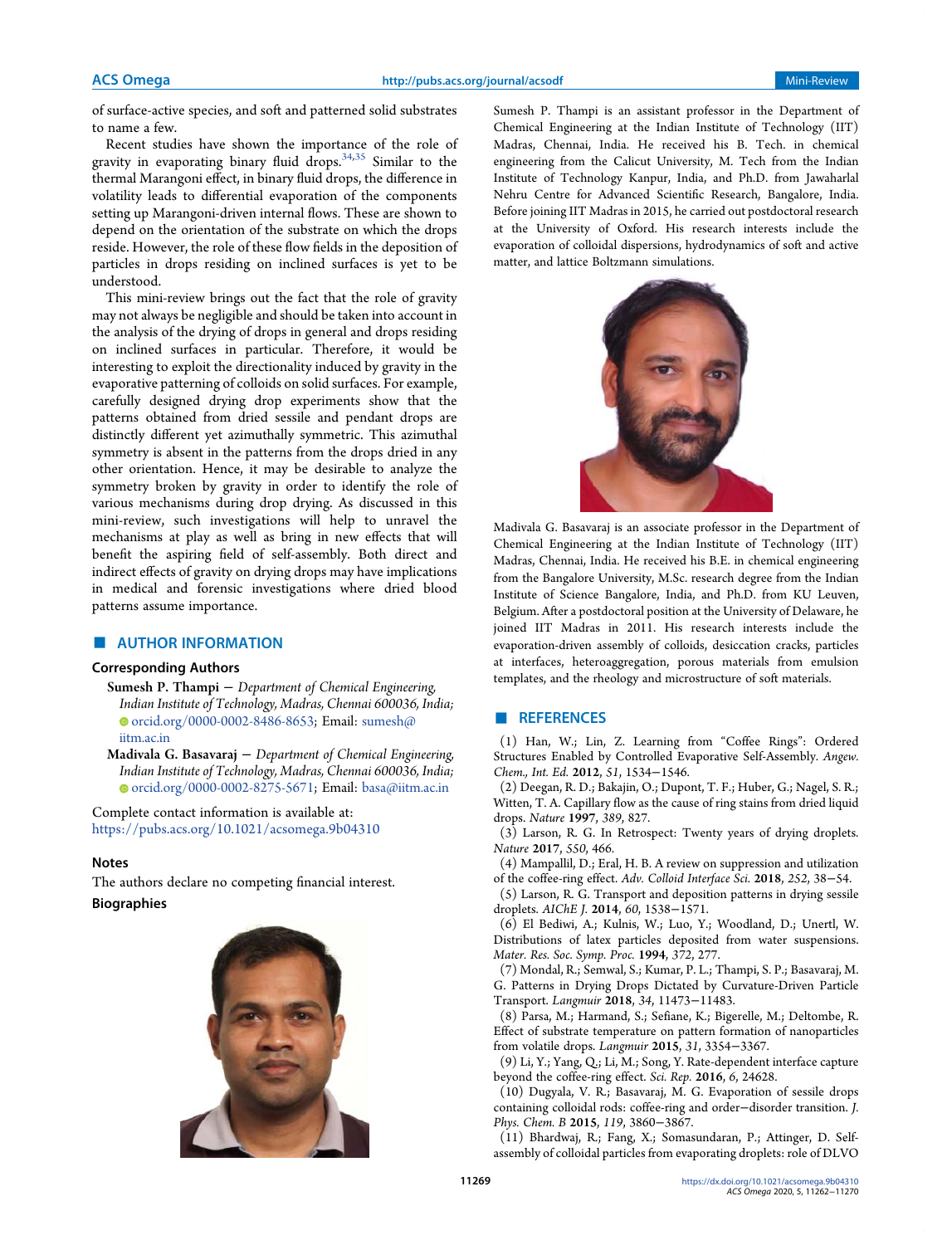of surface-active species, and soft and patterned solid substrates to name a few.

Recent studies have shown the importance of the role of gravity in evaporating binary fluid drops.[34,35] Similar to the thermal Marangoni effect, in binary fluid drops, the difference in volatility leads to differential evaporation of the components setting up Marangoni-driven internal flows. These are shown to depend on the orientation of the substrate on which the drops reside. However, the role of these flow fields in the deposition of particles in drops residing on inclined surfaces is yet to be understood.

This mini-review brings out the fact that the role of gravity may not always be negligible and should be taken into account in the analysis of the drying of drops in general and drops residing on inclined surfaces in particular. Therefore, it would be interesting to exploit the directionality induced by gravity in the evaporative patterning of colloids on solid surfaces. For example, carefully designed drying drop experiments show that the patterns obtained from dried sessile and pendant drops are distinctly different yet azimuthally symmetric. This azimuthal symmetry is absent in the patterns from the drops dried in any other orientation. Hence, it may be desirable to analyze the symmetry broken by gravity in order to identify the role of various mechanisms during drop drying. As discussed in this mini-review, such investigations will help to unravel the mechanisms at play as well as bring in new effects that will benefit the aspiring field of self-assembly. Both direct and indirect effects of gravity on drying drops may have implications in medical and forensic investigations where dried blood patterns assume importance.

## AUTHOR INFORMATION

### Corresponding Authors

**Sumesh P. Thampi** − *Department of Chemical Engineering, Indian Institute of Technology, Madras, Chennai 600036, India;* orcid.org/0000-0002-8486-8653; Email: sumesh@iitm.ac.in

**Madivala G. Basavaraj** − *Department of Chemical Engineering, Indian Institute of Technology, Madras, Chennai 600036, India;* orcid.org/0000-0002-8275-5671; Email: basa@iitm.ac.in

Complete contact information is available at: https://pubs.acs.org/10.1021/acsomega.9b04310

### Notes

The authors declare no competing financial interest.

### Biographies

Sumesh P. Thampi is an assistant professor in the Department of Chemical Engineering at the Indian Institute of Technology (IIT) Madras, Chennai, India. He received his B. Tech. in chemical engineering from the Calicut University, M. Tech from the Indian Institute of Technology Kanpur, India, and Ph.D. from Jawaharlal Nehru Centre for Advanced Scientific Research, Bangalore, India. Before joining IIT Madras in 2015, he carried out postdoctoral research at the University of Oxford. His research interests include the evaporation of colloidal dispersions, hydrodynamics of soft and active matter, and lattice Boltzmann simulations.

Madivala G. Basavaraj is an associate professor in the Department of Chemical Engineering at the Indian Institute of Technology (IIT) Madras, Chennai, India. He received his B.E. in chemical engineering from the Bangalore University, M.Sc. research degree from the Indian Institute of Science Bangalore, India, and Ph.D. from KU Leuven, Belgium. After a postdoctoral position at the University of Delaware, he joined IIT Madras in 2011. His research interests include the evaporation-driven assembly of colloids, desiccation cracks, particles at interfaces, heteroaggregation, porous materials from emulsion templates, and the rheology and microstructure of soft materials.

## REFERENCES

(1) Han, W.; Lin, Z. Learning from "Coffee Rings": Ordered Structures Enabled by Controlled Evaporative Self-Assembly. *Angew. Chem., Int. Ed.* **2012**, *51*, 1534−1546.

(2) Deegan, R. D.; Bakajin, O.; Dupont, T. F.; Huber, G.; Nagel, S. R.; Witten, T. A. Capillary flow as the cause of ring stains from dried liquid drops. *Nature* **1997**, *389*, 827.

(3) Larson, R. G. In Retrospect: Twenty years of drying droplets. *Nature* **2017**, *550*, 466.

(4) Mampallil, D.; Eral, H. B. A review on suppression and utilization of the coffee-ring effect. *Adv. Colloid Interface Sci.* **2018**, *252*, 38−54.

(5) Larson, R. G. Transport and deposition patterns in drying sessile droplets. *AIChE J.* **2014**, *60*, 1538−1571.

(6) El Bediwi, A.; Kulnis, W.; Luo, Y.; Woodland, D.; Unertl, W. Distributions of latex particles deposited from water suspensions. *Mater. Res. Soc. Symp. Proc.* **1994**, *372*, 277.

(7) Mondal, R.; Semwal, S.; Kumar, P. L.; Thampi, S. P.; Basavaraj, M. G. Patterns in Drying Drops Dictated by Curvature-Driven Particle Transport. *Langmuir* **2018**, *34*, 11473−11483.

(8) Parsa, M.; Harmand, S.; Sefiane, K.; Bigerelle, M.; Deltombe, R. Effect of substrate temperature on pattern formation of nanoparticles from volatile drops. *Langmuir* **2015**, *31*, 3354−3367.

(9) Li, Y.; Yang, Q.; Li, M.; Song, Y. Rate-dependent interface capture beyond the coffee-ring effect. *Sci. Rep.* **2016**, *6*, 24628.

(10) Dugyala, V. R.; Basavaraj, M. G. Evaporation of sessile drops containing colloidal rods: coffee-ring and order−disorder transition. *J. Phys. Chem. B* **2015**, *119*, 3860−3867.

(11) Bhardwaj, R.; Fang, X.; Somasundaran, P.; Attinger, D. Self-assembly of colloidal particles from evaporating droplets: role of DLVO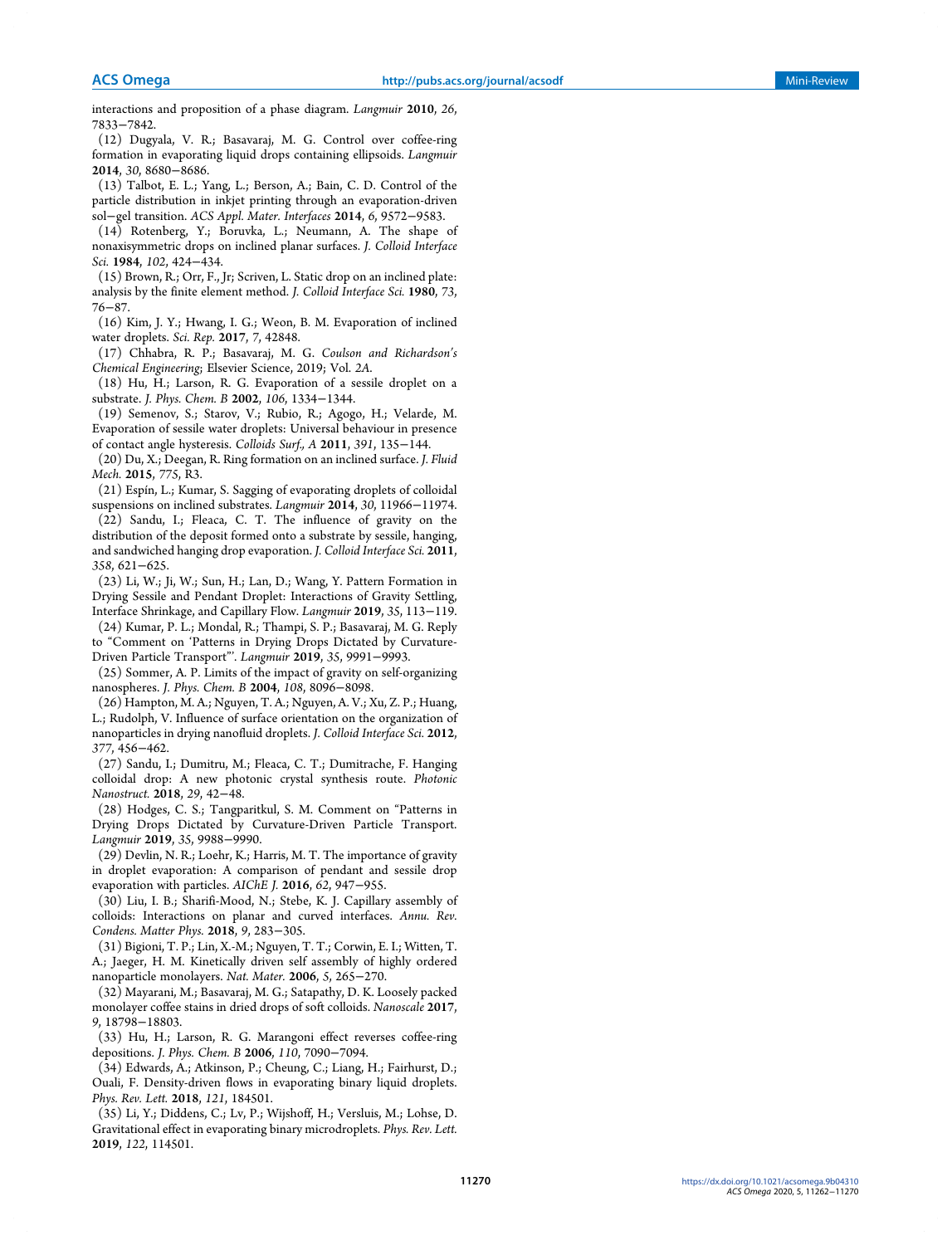interactions and proposition of a phase diagram. *Langmuir* **2010**, *26*, 7833−7842.

(12) Dugyala, V. R.; Basavaraj, M. G. Control over coffee-ring formation in evaporating liquid drops containing ellipsoids. *Langmuir* **2014**, *30*, 8680−8686.

(13) Talbot, E. L.; Yang, L.; Berson, A.; Bain, C. D. Control of the particle distribution in inkjet printing through an evaporation-driven sol−gel transition. *ACS Appl. Mater. Interfaces* **2014**, *6*, 9572−9583.

(14) Rotenberg, Y.; Boruvka, L.; Neumann, A. The shape of nonaxisymmetric drops on inclined planar surfaces. *J. Colloid Interface Sci.* **1984**, *102*, 424−434.

(15) Brown, R.; Orr, F., Jr; Scriven, L. Static drop on an inclined plate: analysis by the finite element method. *J. Colloid Interface Sci.* **1980**, *73*, 76−87.

(16) Kim, J. Y.; Hwang, I. G.; Weon, B. M. Evaporation of inclined water droplets. *Sci. Rep.* **2017**, *7*, 42848.

(17) Chhabra, R. P.; Basavaraj, M. G. *Coulson and Richardson's Chemical Engineering*; Elsevier Science, 2019; Vol. *2A*.

(18) Hu, H.; Larson, R. G. Evaporation of a sessile droplet on a substrate. *J. Phys. Chem. B* **2002**, *106*, 1334−1344.

(19) Semenov, S.; Starov, V.; Rubio, R.; Agogo, H.; Velarde, M. Evaporation of sessile water droplets: Universal behaviour in presence of contact angle hysteresis. *Colloids Surf., A* **2011**, *391*, 135−144.

(20) Du, X.; Deegan, R. Ring formation on an inclined surface. *J. Fluid Mech.* **2015**, *775*, R3.

(21) Espín, L.; Kumar, S. Sagging of evaporating droplets of colloidal suspensions on inclined substrates. *Langmuir* **2014**, *30*, 11966−11974.

(22) Sandu, I.; Fleaca, C. T. The influence of gravity on the distribution of the deposit formed onto a substrate by sessile, hanging, and sandwiched hanging drop evaporation. *J. Colloid Interface Sci.* **2011**, *358*, 621−625.

(23) Li, W.; Ji, W.; Sun, H.; Lan, D.; Wang, Y. Pattern Formation in Drying Sessile and Pendant Droplet: Interactions of Gravity Settling, Interface Shrinkage, and Capillary Flow. *Langmuir* **2019**, *35*, 113−119.

(24) Kumar, P. L.; Mondal, R.; Thampi, S. P.; Basavaraj, M. G. Reply to "Comment on 'Patterns in Drying Drops Dictated by Curvature-Driven Particle Transport'". *Langmuir* **2019**, *35*, 9991−9993.

(25) Sommer, A. P. Limits of the impact of gravity on self-organizing nanospheres. *J. Phys. Chem. B* **2004**, *108*, 8096−8098.

(26) Hampton, M. A.; Nguyen, T. A.; Nguyen, A. V.; Xu, Z. P.; Huang, L.; Rudolph, V. Influence of surface orientation on the organization of nanoparticles in drying nanofluid droplets. *J. Colloid Interface Sci.* **2012**, *377*, 456−462.

(27) Sandu, I.; Dumitru, M.; Fleaca, C. T.; Dumitrache, F. Hanging colloidal drop: A new photonic crystal synthesis route. *Photonic Nanostruct.* **2018**, *29*, 42−48.

(28) Hodges, C. S.; Tangparitkul, S. M. Comment on "Patterns in Drying Drops Dictated by Curvature-Driven Particle Transport. *Langmuir* **2019**, *35*, 9988−9990.

(29) Devlin, N. R.; Loehr, K.; Harris, M. T. The importance of gravity in droplet evaporation: A comparison of pendant and sessile drop evaporation with particles. *AIChE J.* **2016**, *62*, 947−955.

(30) Liu, I. B.; Sharifi-Mood, N.; Stebe, K. J. Capillary assembly of colloids: Interactions on planar and curved interfaces. *Annu. Rev. Condens. Matter Phys.* **2018**, *9*, 283−305.

(31) Bigioni, T. P.; Lin, X.-M.; Nguyen, T. T.; Corwin, E. I.; Witten, T. A.; Jaeger, H. M. Kinetically driven self assembly of highly ordered nanoparticle monolayers. *Nat. Mater.* **2006**, *5*, 265−270.

(32) Mayarani, M.; Basavaraj, M. G.; Satapathy, D. K. Loosely packed monolayer coffee stains in dried drops of soft colloids. *Nanoscale* **2017**, *9*, 18798−18803.

(33) Hu, H.; Larson, R. G. Marangoni effect reverses coffee-ring depositions. *J. Phys. Chem. B* **2006**, *110*, 7090−7094.

(34) Edwards, A.; Atkinson, P.; Cheung, C.; Liang, H.; Fairhurst, D.; Ouali, F. Density-driven flows in evaporating binary liquid droplets. *Phys. Rev. Lett.* **2018**, *121*, 184501.

(35) Li, Y.; Diddens, C.; Lv, P.; Wijshoff, H.; Versluis, M.; Lohse, D. Gravitational effect in evaporating binary microdroplets. *Phys. Rev. Lett.* **2019**, *122*, 114501.